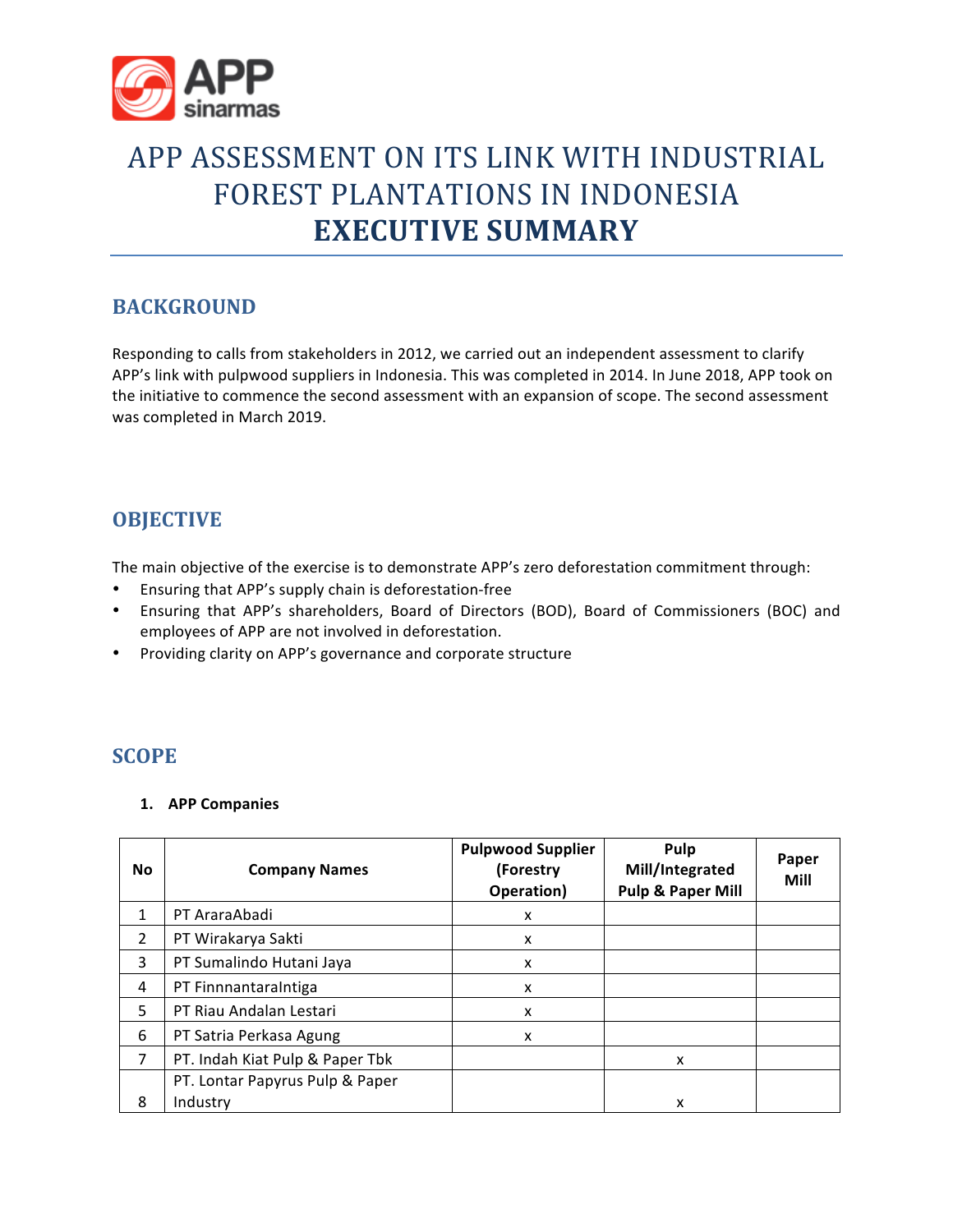# APP ASSESSMENT ON ITS LINK WITH INDUSTRIAL FOREST PLANTATIONS IN INDONESIA
# EXECUTIVE SUMMARY

## BACKGROUND

Responding to calls from stakeholders in 2012, we carried out an independent assessment to clarify APP's link with pulpwood suppliers in Indonesia. This was completed in 2014. In June 2018, APP took on the initiative to commence the second assessment with an expansion of scope. The second assessment was completed in March 2019.

## OBJECTIVE

The main objective of the exercise is to demonstrate APP's zero deforestation commitment through:

- Ensuring that APP's supply chain is deforestation-free
- Ensuring that APP's shareholders, Board of Directors (BOD), Board of Commissioners (BOC) and employees of APP are not involved in deforestation.
- Providing clarity on APP's governance and corporate structure

## SCOPE

1. **APP Companies**

| No | Company Names | Pulpwood Supplier (Forestry Operation) | Pulp Mill/Integrated Pulp & Paper Mill | Paper Mill |
|---|---|---|---|---|
| 1 | PT AraraAbadi | x | | |
| 2 | PT Wirakarya Sakti | x | | |
| 3 | PT Sumalindo Hutani Jaya | x | | |
| 4 | PT FinnnantaraIntiga | x | | |
| 5 | PT Riau Andalan Lestari | x | | |
| 6 | PT Satria Perkasa Agung | x | | |
| 7 | PT. Indah Kiat Pulp & Paper Tbk | | x | |
| 8 | PT. Lontar Papyrus Pulp & Paper Industry | | x | |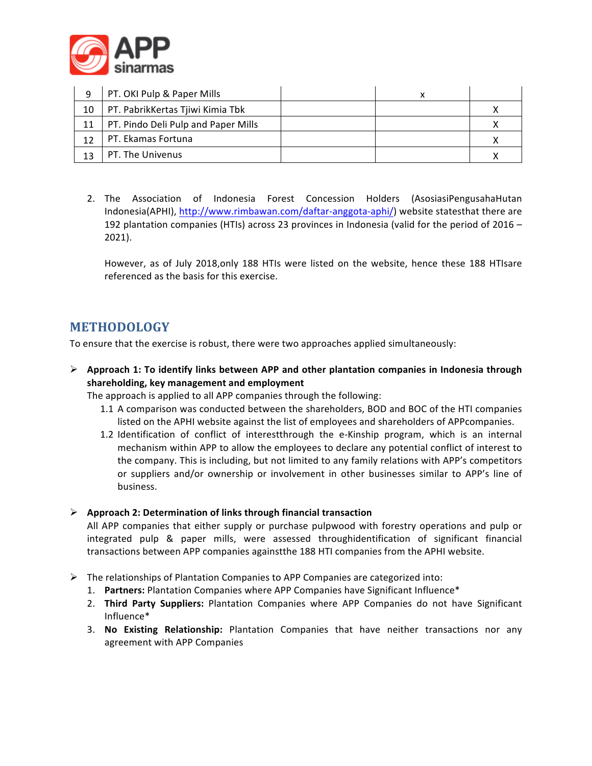| 9 | PT. OKI Pulp & Paper Mills | | x | |
|---|---|---|---|---|
| 10 | PT. PabrikKertas Tjiwi Kimia Tbk | | | X |
| 11 | PT. Pindo Deli Pulp and Paper Mills | | | X |
| 12 | PT. Ekamas Fortuna | | | X |
| 13 | PT. The Univenus | | | X |

2. The Association of Indonesia Forest Concession Holders (AsosiasiPengusahaHutan Indonesia(APHI), http://www.rimbawan.com/daftar-anggota-aphi/) website statesthat there are 192 plantation companies (HTIs) across 23 provinces in Indonesia (valid for the period of 2016 – 2021).

   However, as of July 2018,only 188 HTIs were listed on the website, hence these 188 HTIsare referenced as the basis for this exercise.

## METHODOLOGY

To ensure that the exercise is robust, there were two approaches applied simultaneously:

- **Approach 1: To identify links between APP and other plantation companies in Indonesia through shareholding, key management and employment**
  The approach is applied to all APP companies through the following:
  1.1 A comparison was conducted between the shareholders, BOD and BOC of the HTI companies listed on the APHI website against the list of employees and shareholders of APPcompanies.
  1.2 Identification of conflict of interestthrough the e-Kinship program, which is an internal mechanism within APP to allow the employees to declare any potential conflict of interest to the company. This is including, but not limited to any family relations with APP's competitors or suppliers and/or ownership or involvement in other businesses similar to APP's line of business.

- **Approach 2: Determination of links through financial transaction**
  All APP companies that either supply or purchase pulpwood with forestry operations and pulp or integrated pulp & paper mills, were assessed throughidentification of significant financial transactions between APP companies againstthe 188 HTI companies from the APHI website.

- The relationships of Plantation Companies to APP Companies are categorized into:
  1. **Partners:** Plantation Companies where APP Companies have Significant Influence*
  2. **Third Party Suppliers:** Plantation Companies where APP Companies do not have Significant Influence*
  3. **No Existing Relationship:** Plantation Companies that have neither transactions nor any agreement with APP Companies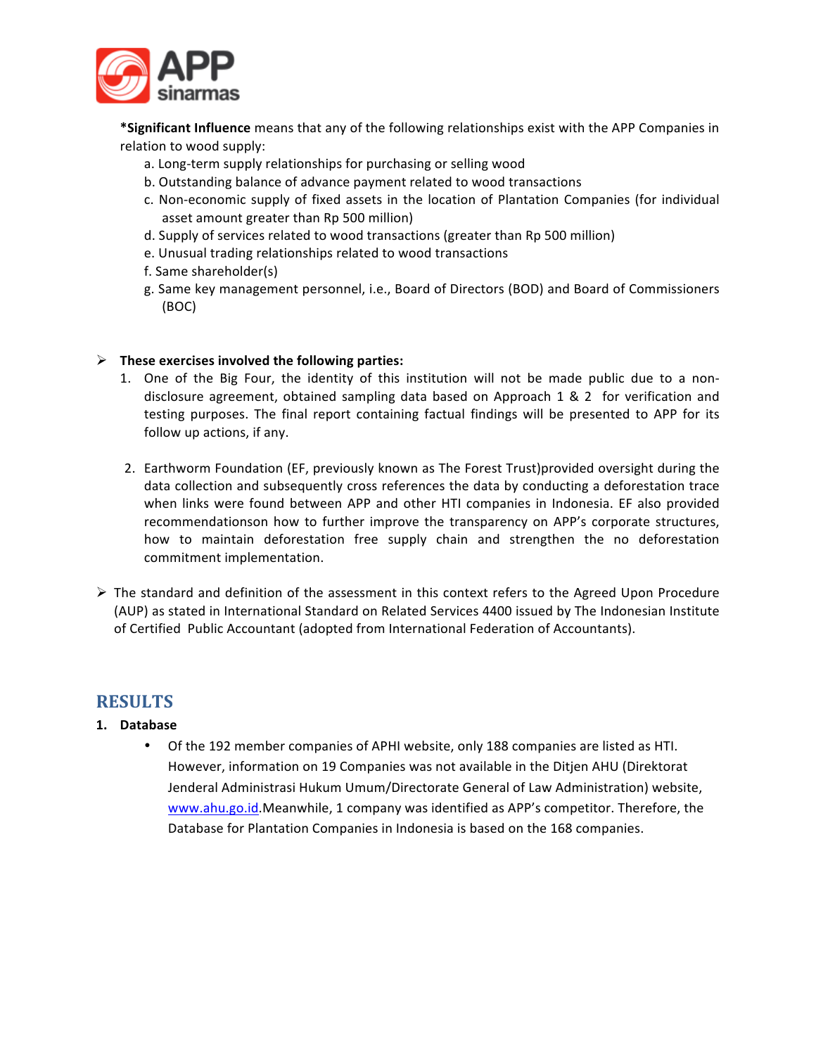***Significant Influence** means that any of the following relationships exist with the APP Companies in relation to wood supply:

a. Long-term supply relationships for purchasing or selling wood
b. Outstanding balance of advance payment related to wood transactions
c. Non-economic supply of fixed assets in the location of Plantation Companies (for individual asset amount greater than Rp 500 million)
d. Supply of services related to wood transactions (greater than Rp 500 million)
e. Unusual trading relationships related to wood transactions
f. Same shareholder(s)
g. Same key management personnel, i.e., Board of Directors (BOD) and Board of Commissioners (BOC)

- **These exercises involved the following parties:**
  1. One of the Big Four, the identity of this institution will not be made public due to a non-disclosure agreement, obtained sampling data based on Approach 1 & 2 for verification and testing purposes. The final report containing factual findings will be presented to APP for its follow up actions, if any.
  2. Earthworm Foundation (EF, previously known as The Forest Trust)provided oversight during the data collection and subsequently cross references the data by conducting a deforestation trace when links were found between APP and other HTI companies in Indonesia. EF also provided recommendationson how to further improve the transparency on APP's corporate structures, how to maintain deforestation free supply chain and strengthen the no deforestation commitment implementation.

- The standard and definition of the assessment in this context refers to the Agreed Upon Procedure (AUP) as stated in International Standard on Related Services 4400 issued by The Indonesian Institute of Certified Public Accountant (adopted from International Federation of Accountants).

## RESULTS

**1. Database**

- Of the 192 member companies of APHI website, only 188 companies are listed as HTI. However, information on 19 Companies was not available in the Ditjen AHU (Direktorat Jenderal Administrasi Hukum Umum/Directorate General of Law Administration) website, www.ahu.go.id.Meanwhile, 1 company was identified as APP's competitor. Therefore, the Database for Plantation Companies in Indonesia is based on the 168 companies.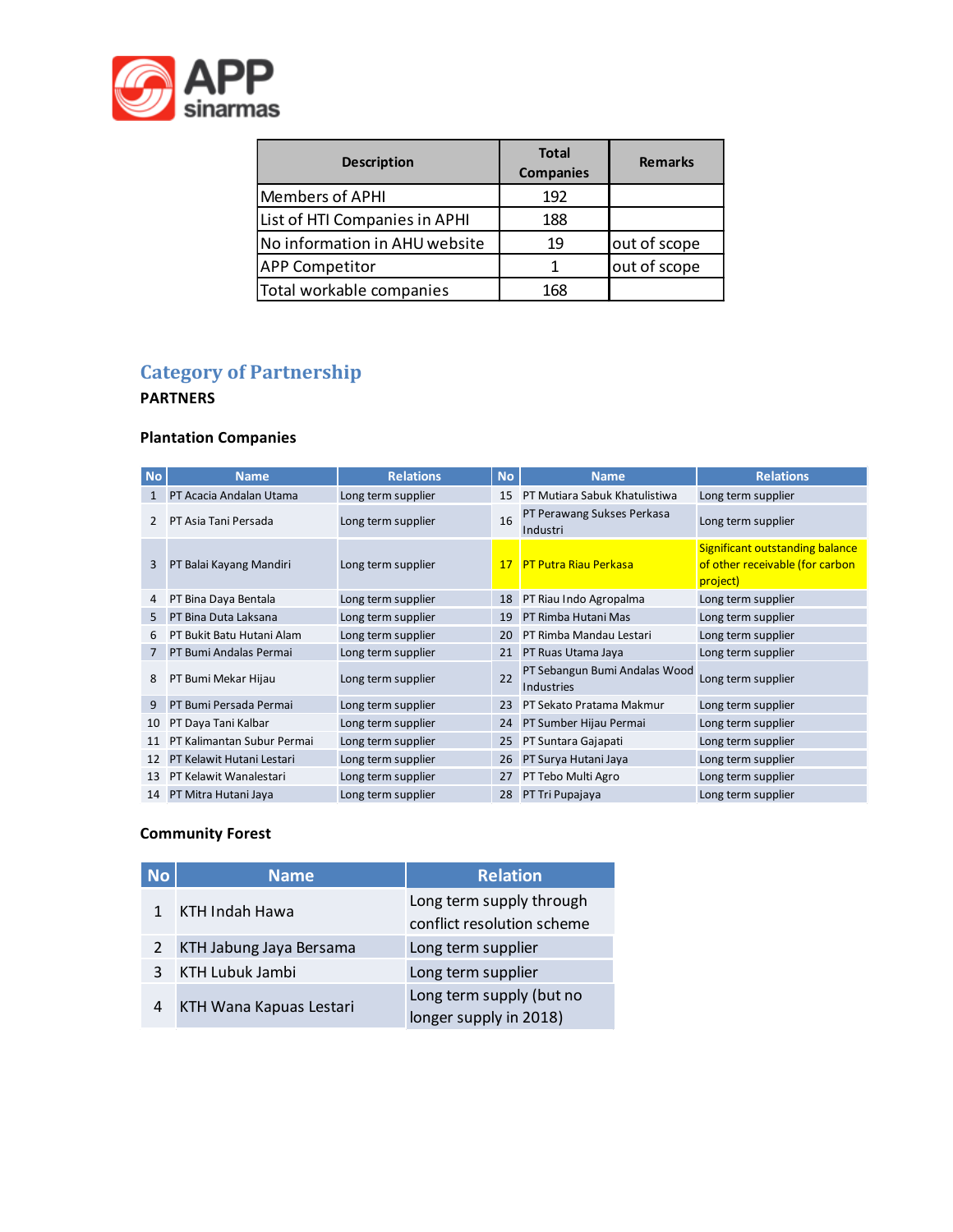| Description | Total Companies | Remarks |
|---|---|---|
| Members of APHI | 192 | |
| List of HTI Companies in APHI | 188 | |
| No information in AHU website | 19 | out of scope |
| APP Competitor | 1 | out of scope |
| Total workable companies | 168 | |

## Category of Partnership

**PARTNERS**

### Plantation Companies

| No | Name | Relations | No | Name | Relations |
|---|---|---|---|---|---|
| 1 | PT Acacia Andalan Utama | Long term supplier | 15 | PT Mutiara Sabuk Khatulistiwa | Long term supplier |
| 2 | PT Asia Tani Persada | Long term supplier | 16 | PT Perawang Sukses Perkasa Industri | Long term supplier |
| 3 | PT Balai Kayang Mandiri | Long term supplier | 17 | PT Putra Riau Perkasa | Significant outstanding balance of other receivable (for carbon project) |
| 4 | PT Bina Daya Bentala | Long term supplier | 18 | PT Riau Indo Agropalma | Long term supplier |
| 5 | PT Bina Duta Laksana | Long term supplier | 19 | PT Rimba Hutani Mas | Long term supplier |
| 6 | PT Bukit Batu Hutani Alam | Long term supplier | 20 | PT Rimba Mandau Lestari | Long term supplier |
| 7 | PT Bumi Andalas Permai | Long term supplier | 21 | PT Ruas Utama Jaya | Long term supplier |
| 8 | PT Bumi Mekar Hijau | Long term supplier | 22 | PT Sebangun Bumi Andalas Wood Industries | Long term supplier |
| 9 | PT Bumi Persada Permai | Long term supplier | 23 | PT Sekato Pratama Makmur | Long term supplier |
| 10 | PT Daya Tani Kalbar | Long term supplier | 24 | PT Sumber Hijau Permai | Long term supplier |
| 11 | PT Kalimantan Subur Permai | Long term supplier | 25 | PT Suntara Gajapati | Long term supplier |
| 12 | PT Kelawit Hutani Lestari | Long term supplier | 26 | PT Surya Hutani Jaya | Long term supplier |
| 13 | PT Kelawit Wanalestari | Long term supplier | 27 | PT Tebo Multi Agro | Long term supplier |
| 14 | PT Mitra Hutani Jaya | Long term supplier | 28 | PT Tri Pupajaya | Long term supplier |

### Community Forest

| No | Name | Relation |
|---|---|---|
| 1 | KTH Indah Hawa | Long term supply through conflict resolution scheme |
| 2 | KTH Jabung Jaya Bersama | Long term supplier |
| 3 | KTH Lubuk Jambi | Long term supplier |
| 4 | KTH Wana Kapuas Lestari | Long term supply (but no longer supply in 2018) |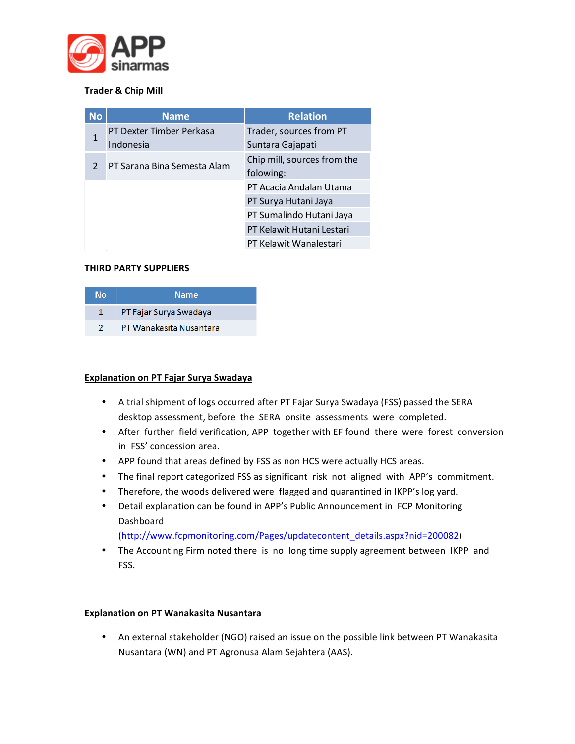**Trader & Chip Mill**

| No | Name | Relation |
|---|---|---|
| 1 | PT Dexter Timber Perkasa Indonesia | Trader, sources from PT Suntara Gajapati |
| 2 | PT Sarana Bina Semesta Alam | Chip mill, sources from the folowing: |
| | | PT Acacia Andalan Utama |
| | | PT Surya Hutani Jaya |
| | | PT Sumalindo Hutani Jaya |
| | | PT Kelawit Hutani Lestari |
| | | PT Kelawit Wanalestari |

**THIRD PARTY SUPPLIERS**

| No | Name |
|---|---|
| 1 | PT Fajar Surya Swadaya |
| 2 | PT Wanakasita Nusantara |

**<u>Explanation on PT Fajar Surya Swadaya</u>**

- A trial shipment of logs occurred after PT Fajar Surya Swadaya (FSS) passed the SERA desktop assessment, before the SERA onsite assessments were completed.
- After further field verification, APP together with EF found there were forest conversion in FSS' concession area.
- APP found that areas defined by FSS as non HCS were actually HCS areas.
- The final report categorized FSS as significant risk not aligned with APP's commitment.
- Therefore, the woods delivered were flagged and quarantined in IKPP's log yard.
- Detail explanation can be found in APP's Public Announcement in FCP Monitoring Dashboard (http://www.fcpmonitoring.com/Pages/updatecontent_details.aspx?nid=200082)
- The Accounting Firm noted there is no long time supply agreement between IKPP and FSS.

**<u>Explanation on PT Wanakasita Nusantara</u>**

- An external stakeholder (NGO) raised an issue on the possible link between PT Wanakasita Nusantara (WN) and PT Agronusa Alam Sejahtera (AAS).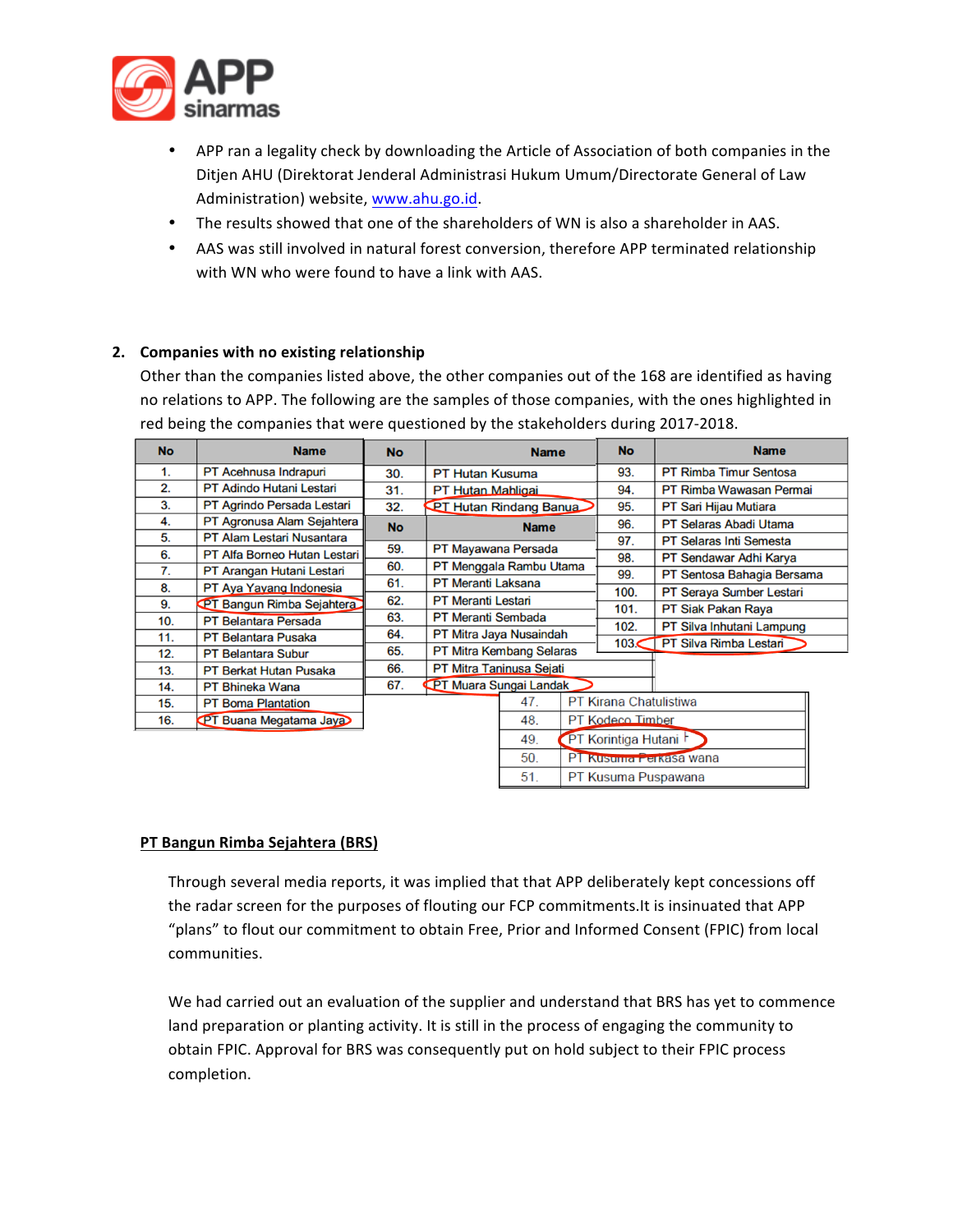- APP ran a legality check by downloading the Article of Association of both companies in the Ditjen AHU (Direktorat Jenderal Administrasi Hukum Umum/Directorate General of Law Administration) website, www.ahu.go.id.
- The results showed that one of the shareholders of WN is also a shareholder in AAS.
- AAS was still involved in natural forest conversion, therefore APP terminated relationship with WN who were found to have a link with AAS.

**2. Companies with no existing relationship**

Other than the companies listed above, the other companies out of the 168 are identified as having no relations to APP. The following are the samples of those companies, with the ones highlighted in red being the companies that were questioned by the stakeholders during 2017-2018.

| No | Name |
|---|---|
| 1. | PT Acehnusa Indrapuri |
| 2. | PT Adindo Hutani Lestari |
| 3. | PT Agrindo Persada Lestari |
| 4. | PT Agronusa Alam Sejahtera |
| 5. | PT Alam Lestari Nusantara |
| 6. | PT Alfa Borneo Hutan Lestari |
| 7. | PT Arangan Hutani Lestari |
| 8. | PT Aya Yayang Indonesia |
| 9. | PT Bangun Rimba Sejahtera |
| 10. | PT Belantara Persada |
| 11. | PT Belantara Pusaka |
| 12. | PT Belantara Subur |
| 13. | PT Berkat Hutan Pusaka |
| 14. | PT Bhineka Wana |
| 15. | PT Boma Plantation |
| 16. | PT Buana Megatama Jaya |

| No | Name |
|---|---|
| 30. | PT Hutan Kusuma |
| 31. | PT Hutan Mahligai |
| 32. | PT Hutan Rindang Banua |

| No | Name |
|---|---|
| 59. | PT Mayawana Persada |
| 60. | PT Menggala Rambu Utama |
| 61. | PT Meranti Laksana |
| 62. | PT Meranti Lestari |
| 63. | PT Meranti Sembada |
| 64. | PT Mitra Jaya Nusaindah |
| 65. | PT Mitra Kembang Selaras |
| 66. | PT Mitra Taninusa Sejati |
| 67. | PT Muara Sungai Landak |

| No | Name |
|---|---|
| 47. | PT Kirana Chatulistiwa |
| 48. | PT Kodeco Timber |
| 49. | PT Korintiga Hutani |
| 50. | PT Kusuma Perkasa wana |
| 51. | PT Kusuma Puspawana |

| No | Name |
|---|---|
| 93. | PT Rimba Timur Sentosa |
| 94. | PT Rimba Wawasan Permai |
| 95. | PT Sari Hijau Mutiara |
| 96. | PT Selaras Abadi Utama |
| 97. | PT Selaras Inti Semesta |
| 98. | PT Sendawar Adhi Karya |
| 99. | PT Sentosa Bahagia Bersama |
| 100. | PT Seraya Sumber Lestari |
| 101. | PT Siak Pakan Raya |
| 102. | PT Silva Inhutani Lampung |
| 103. | PT Silva Rimba Lestari |

**PT Bangun Rimba Sejahtera (BRS)**

Through several media reports, it was implied that that APP deliberately kept concessions off the radar screen for the purposes of flouting our FCP commitments.It is insinuated that APP "plans" to flout our commitment to obtain Free, Prior and Informed Consent (FPIC) from local communities.

We had carried out an evaluation of the supplier and understand that BRS has yet to commence land preparation or planting activity. It is still in the process of engaging the community to obtain FPIC. Approval for BRS was consequently put on hold subject to their FPIC process completion.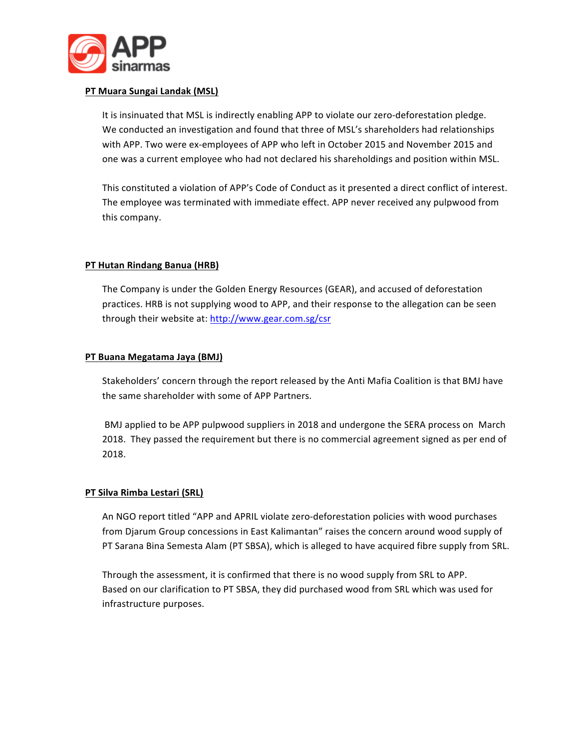**PT Muara Sungai Landak (MSL)**

It is insinuated that MSL is indirectly enabling APP to violate our zero-deforestation pledge. We conducted an investigation and found that three of MSL's shareholders had relationships with APP. Two were ex-employees of APP who left in October 2015 and November 2015 and one was a current employee who had not declared his shareholdings and position within MSL.

This constituted a violation of APP's Code of Conduct as it presented a direct conflict of interest. The employee was terminated with immediate effect. APP never received any pulpwood from this company.

**PT Hutan Rindang Banua (HRB)**

The Company is under the Golden Energy Resources (GEAR), and accused of deforestation practices. HRB is not supplying wood to APP, and their response to the allegation can be seen through their website at: http://www.gear.com.sg/csr

**PT Buana Megatama Jaya (BMJ)**

Stakeholders' concern through the report released by the Anti Mafia Coalition is that BMJ have the same shareholder with some of APP Partners.

BMJ applied to be APP pulpwood suppliers in 2018 and undergone the SERA process on March 2018. They passed the requirement but there is no commercial agreement signed as per end of 2018.

**PT Silva Rimba Lestari (SRL)**

An NGO report titled "APP and APRIL violate zero-deforestation policies with wood purchases from Djarum Group concessions in East Kalimantan" raises the concern around wood supply of PT Sarana Bina Semesta Alam (PT SBSA), which is alleged to have acquired fibre supply from SRL.

Through the assessment, it is confirmed that there is no wood supply from SRL to APP. Based on our clarification to PT SBSA, they did purchased wood from SRL which was used for infrastructure purposes.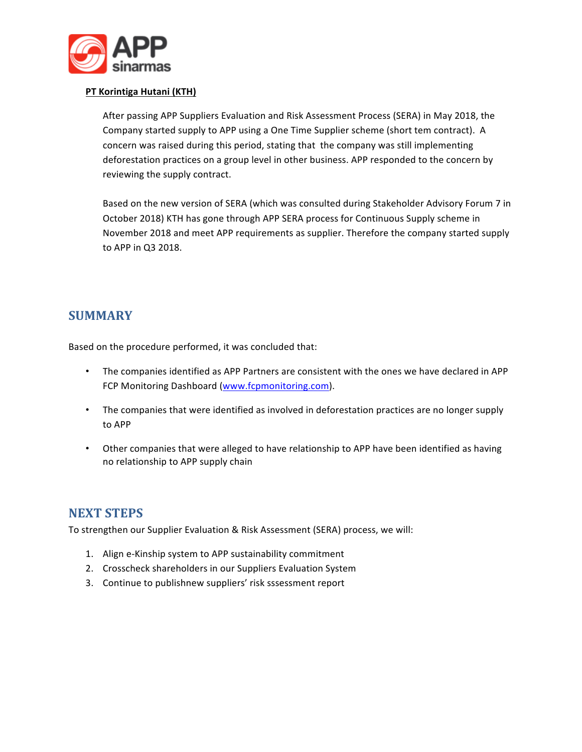**PT Korintiga Hutani (KTH)**

After passing APP Suppliers Evaluation and Risk Assessment Process (SERA) in May 2018, the Company started supply to APP using a One Time Supplier scheme (short tem contract). A concern was raised during this period, stating that the company was still implementing deforestation practices on a group level in other business. APP responded to the concern by reviewing the supply contract.

Based on the new version of SERA (which was consulted during Stakeholder Advisory Forum 7 in October 2018) KTH has gone through APP SERA process for Continuous Supply scheme in November 2018 and meet APP requirements as supplier. Therefore the company started supply to APP in Q3 2018.

## SUMMARY

Based on the procedure performed, it was concluded that:

- The companies identified as APP Partners are consistent with the ones we have declared in APP FCP Monitoring Dashboard (www.fcpmonitoring.com).
- The companies that were identified as involved in deforestation practices are no longer supply to APP
- Other companies that were alleged to have relationship to APP have been identified as having no relationship to APP supply chain

## NEXT STEPS

To strengthen our Supplier Evaluation & Risk Assessment (SERA) process, we will:

1. Align e-Kinship system to APP sustainability commitment
2. Crosscheck shareholders in our Suppliers Evaluation System
3. Continue to publishnew suppliers' risk sssessment report